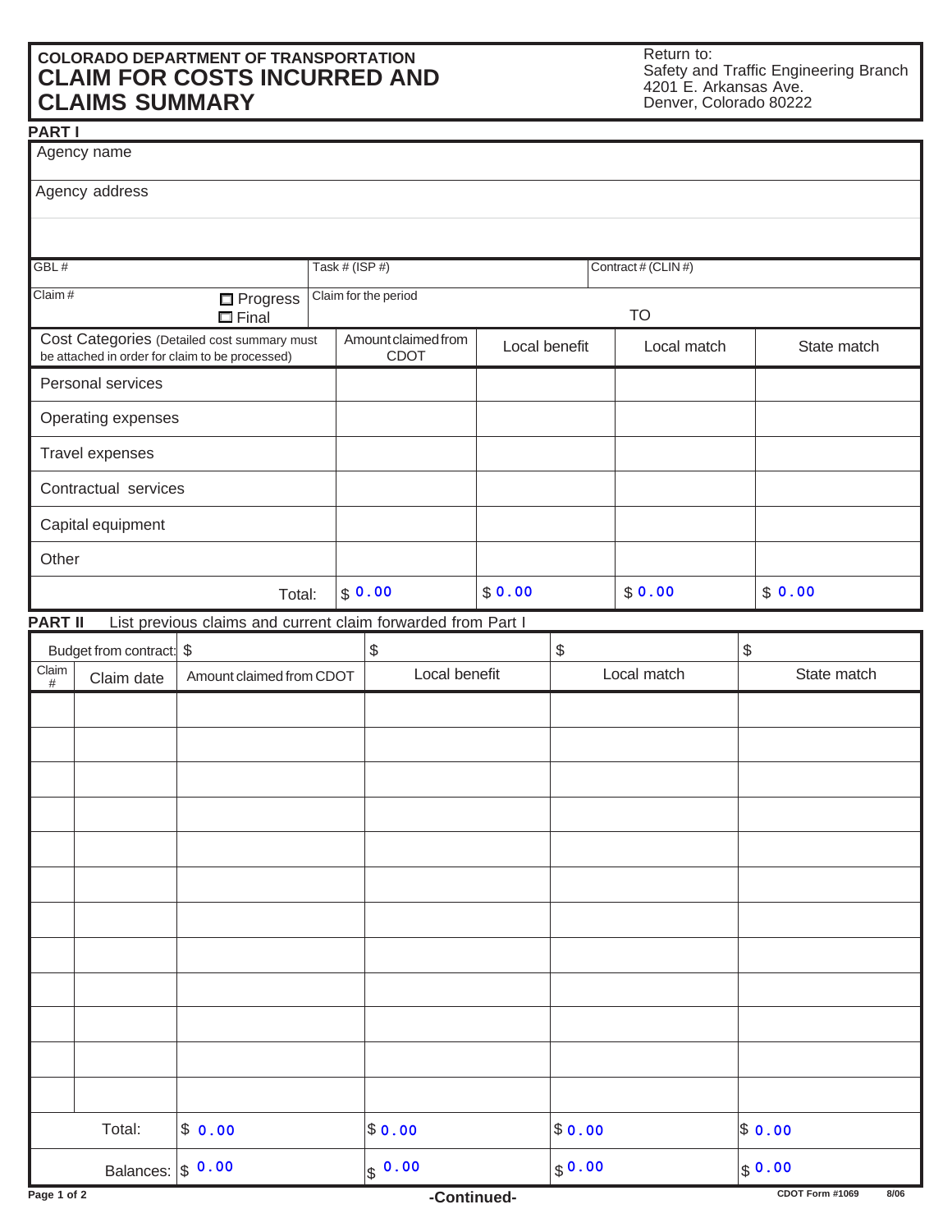**COLORADO DEPARTMENT OF TRANSPORTATION**

# CLAIM FOR COSTS INCURRED AND CLAIMS SUMMARY

Return to:
Safety and Traffic Engineering Branch
4201 E. Arkansas Ave.
Denver, Colorado 80222

## PART I

Agency name

Agency address

| GBL # | Task # (ISP #) | Contract # (CLIN #) |
|---|---|---|
| | | |

Claim # ☐ Progress ☐ Final

Claim for the period TO

| Cost Categories (Detailed cost summary must be attached in order for claim to be processed) | Amount claimed from CDOT | Local benefit | Local match | State match |
|---|---|---|---|---|
| Personal services | | | | |
| Operating expenses | | | | |
| Travel expenses | | | | |
| Contractual services | | | | |
| Capital equipment | | | | |
| Other | | | | |
| Total: | $ 0.00 | $ 0.00 | $ 0.00 | $ 0.00 |

## PART II List previous claims and current claim forwarded from Part I

| Budget from contract: | | $ | $ | $ | $ |
|---|---|---|---|---|---|
| Claim # | Claim date | Amount claimed from CDOT | Local benefit | Local match | State match |
| | | | | | |
| | | | | | |
| | | | | | |
| | | | | | |
| | | | | | |
| | | | | | |
| | | | | | |
| | | | | | |
| | | | | | |
| | | | | | |
| | | | | | |
| | | | | | |
| Total: | | $ 0.00 | $ 0.00 | $ 0.00 | $ 0.00 |
| Balances: | | $ 0.00 | $ 0.00 | $ 0.00 | $ 0.00 |

-Continued-

CDOT Form #1069 8/06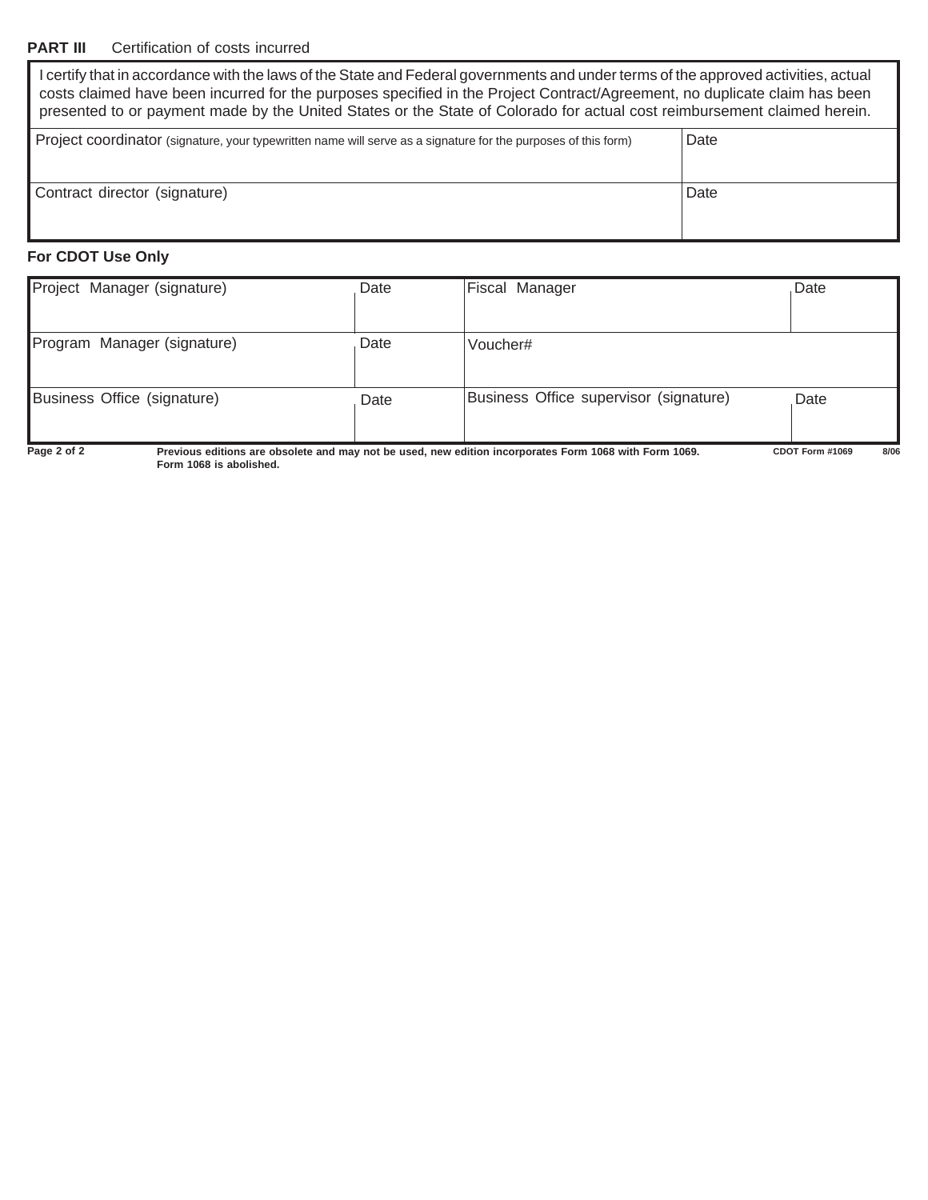**PART III** Certification of costs incurred

| |
|---|
| I certify that in accordance with the laws of the State and Federal governments and under terms of the approved activities, actual costs claimed have been incurred for the purposes specified in the Project Contract/Agreement, no duplicate claim has been presented to or payment made by the United States or the State of Colorado for actual cost reimbursement claimed herein. |

| | |
|---|---|
| Project coordinator (signature, your typewritten name will serve as a signature for the purposes of this form) | Date |
| Contract director (signature) | Date |

**For CDOT Use Only**

| | | | |
|---|---|---|---|
| Project Manager (signature) | Date | Fiscal Manager | Date |
| Program Manager (signature) | Date | Voucher# | |
| Business Office (signature) | Date | Business Office supervisor (signature) | Date |

**Previous editions are obsolete and may not be used, new edition incorporates Form 1068 with Form 1069. Form 1068 is abolished.**

**CDOT Form #1069 8/06**